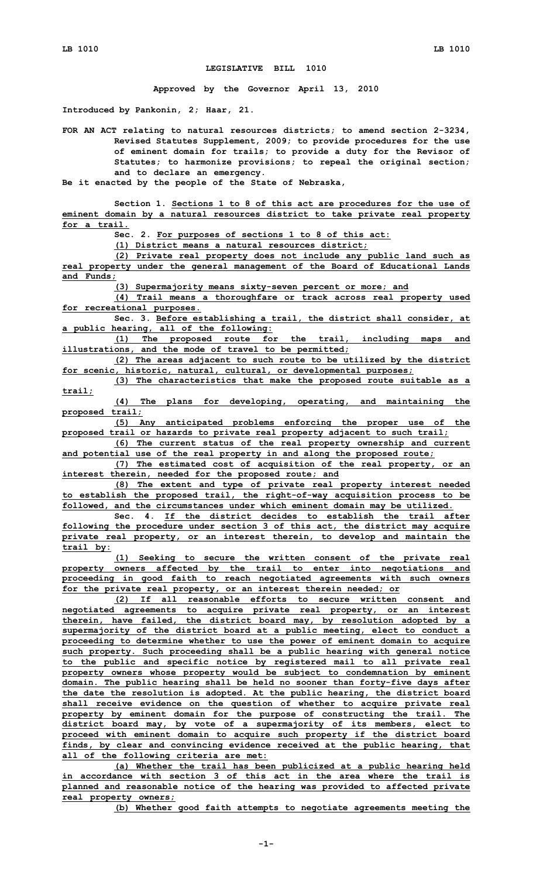# LEGISLATIVE BILL 1010

**Approved by the Governor April 13, 2010**

**Introduced by Pankonin, 2; Haar, 21.**

**FOR AN ACT relating to natural resources districts; to amend section 2-3234, Revised Statutes Supplement, 2009; to provide procedures for the use of eminent domain for trails; to provide a duty for the Revisor of Statutes; to harmonize provisions; to repeal the original section; and to declare an emergency.**

**Be it enacted by the people of the State of Nebraska,**

**Section 1. Sections 1 to 8 of this act are procedures for the use of eminent domain by a natural resources district to take private real property for a trail.**

**Sec. 2. For purposes of sections 1 to 8 of this act:**

**(1) District means a natural resources district;**

**(2) Private real property does not include any public land such as real property under the general management of the Board of Educational Lands and Funds;**

**(3) Supermajority means sixty-seven percent or more; and**

**(4) Trail means a thoroughfare or track across real property used for recreational purposes.**

**Sec. 3. Before establishing a trail, the district shall consider, at a public hearing, all of the following:**

**(1) The proposed route for the trail, including maps and illustrations, and the mode of travel to be permitted;**

**(2) The areas adjacent to such route to be utilized by the district for scenic, historic, natural, cultural, or developmental purposes;**

**(3) The characteristics that make the proposed route suitable as a trail;**

**(4) The plans for developing, operating, and maintaining the proposed trail;**

**(5) Any anticipated problems enforcing the proper use of the proposed trail or hazards to private real property adjacent to such trail;**

**(6) The current status of the real property ownership and current and potential use of the real property in and along the proposed route;**

**(7) The estimated cost of acquisition of the real property, or an interest therein, needed for the proposed route; and**

**(8) The extent and type of private real property interest needed to establish the proposed trail, the right-of-way acquisition process to be followed, and the circumstances under which eminent domain may be utilized.**

**Sec. 4. If the district decides to establish the trail after following the procedure under section 3 of this act, the district may acquire private real property, or an interest therein, to develop and maintain the trail by:**

**(1) Seeking to secure the written consent of the private real property owners affected by the trail to enter into negotiations and proceeding in good faith to reach negotiated agreements with such owners for the private real property, or an interest therein needed; or**

**(2) If all reasonable efforts to secure written consent and negotiated agreements to acquire private real property, or an interest therein, have failed, the district board may, by resolution adopted by a supermajority of the district board at a public meeting, elect to conduct a proceeding to determine whether to use the power of eminent domain to acquire such property. Such proceeding shall be a public hearing with general notice to the public and specific notice by registered mail to all private real property owners whose property would be subject to condemnation by eminent domain. The public hearing shall be held no sooner than forty-five days after the date the resolution is adopted. At the public hearing, the district board shall receive evidence on the question of whether to acquire private real property by eminent domain for the purpose of constructing the trail. The district board may, by vote of a supermajority of its members, elect to proceed with eminent domain to acquire such property if the district board finds, by clear and convincing evidence received at the public hearing, that all of the following criteria are met:**

**(a) Whether the trail has been publicized at a public hearing held in accordance with section 3 of this act in the area where the trail is planned and reasonable notice of the hearing was provided to affected private real property owners;**

**(b) Whether good faith attempts to negotiate agreements meeting the**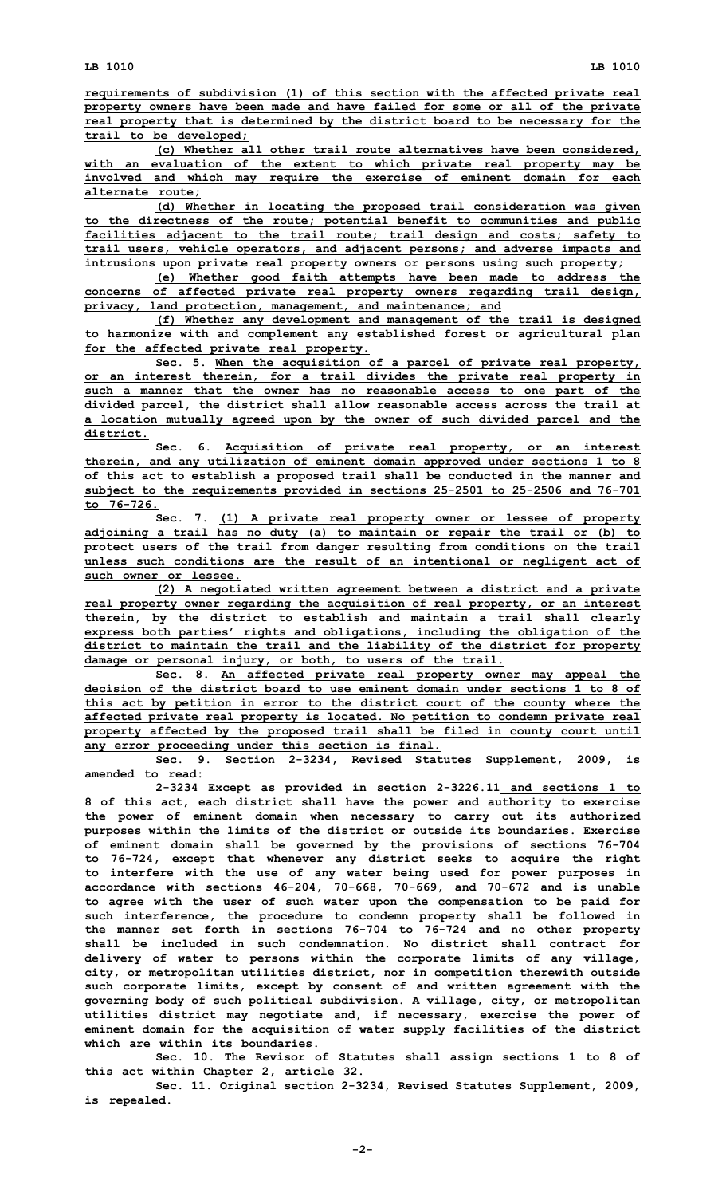requirements of subdivision (1) of this section with the affected private real property owners have been made and have failed for some or all of the private real property that is determined by the district board to be necessary for the trail to be developed;

(c) Whether all other trail route alternatives have been considered, with an evaluation of the extent to which private real property may be involved and which may require the exercise of eminent domain for each alternate route;

(d) Whether in locating the proposed trail consideration was given to the directness of the route; potential benefit to communities and public facilities adjacent to the trail route; trail design and costs; safety to trail users, vehicle operators, and adjacent persons; and adverse impacts and intrusions upon private real property owners or persons using such property;

(e) Whether good faith attempts have been made to address the concerns of affected private real property owners regarding trail design, privacy, land protection, management, and maintenance; and

(f) Whether any development and management of the trail is designed to harmonize with and complement any established forest or agricultural plan for the affected private real property.

Sec. 5. When the acquisition of a parcel of private real property, or an interest therein, for a trail divides the private real property in such a manner that the owner has no reasonable access to one part of the divided parcel, the district shall allow reasonable access across the trail at a location mutually agreed upon by the owner of such divided parcel and the district.

Sec. 6. Acquisition of private real property, or an interest therein, and any utilization of eminent domain approved under sections 1 to 8 of this act to establish a proposed trail shall be conducted in the manner and subject to the requirements provided in sections 25-2501 to 25-2506 and 76-701 to 76-726.

Sec. 7. (1) A private real property owner or lessee of property adjoining a trail has no duty (a) to maintain or repair the trail or (b) to protect users of the trail from danger resulting from conditions on the trail unless such conditions are the result of an intentional or negligent act of such owner or lessee.

(2) A negotiated written agreement between a district and a private real property owner regarding the acquisition of real property, or an interest therein, by the district to establish and maintain a trail shall clearly express both parties' rights and obligations, including the obligation of the district to maintain the trail and the liability of the district for property damage or personal injury, or both, to users of the trail.

Sec. 8. An affected private real property owner may appeal the decision of the district board to use eminent domain under sections 1 to 8 of this act by petition in error to the district court of the county where the affected private real property is located. No petition to condemn private real property affected by the proposed trail shall be filed in county court until any error proceeding under this section is final.

Sec. 9. Section 2-3234, Revised Statutes Supplement, 2009, is amended to read:

2-3234 Except as provided in section 2-3226.11 and sections 1 to 8 of this act, each district shall have the power and authority to exercise the power of eminent domain when necessary to carry out its authorized purposes within the limits of the district or outside its boundaries. Exercise of eminent domain shall be governed by the provisions of sections 76-704 to 76-724, except that whenever any district seeks to acquire the right to interfere with the use of any water being used for power purposes in accordance with sections 46-204, 70-668, 70-669, and 70-672 and is unable to agree with the user of such water upon the compensation to be paid for such interference, the procedure to condemn property shall be followed in the manner set forth in sections 76-704 to 76-724 and no other property shall be included in such condemnation. No district shall contract for delivery of water to persons within the corporate limits of any village, city, or metropolitan utilities district, nor in competition therewith outside such corporate limits, except by consent of and written agreement with the governing body of such political subdivision. A village, city, or metropolitan utilities district may negotiate and, if necessary, exercise the power of eminent domain for the acquisition of water supply facilities of the district which are within its boundaries.

Sec. 10. The Revisor of Statutes shall assign sections 1 to 8 of this act within Chapter 2, article 32.

Sec. 11. Original section 2-3234, Revised Statutes Supplement, 2009, is repealed.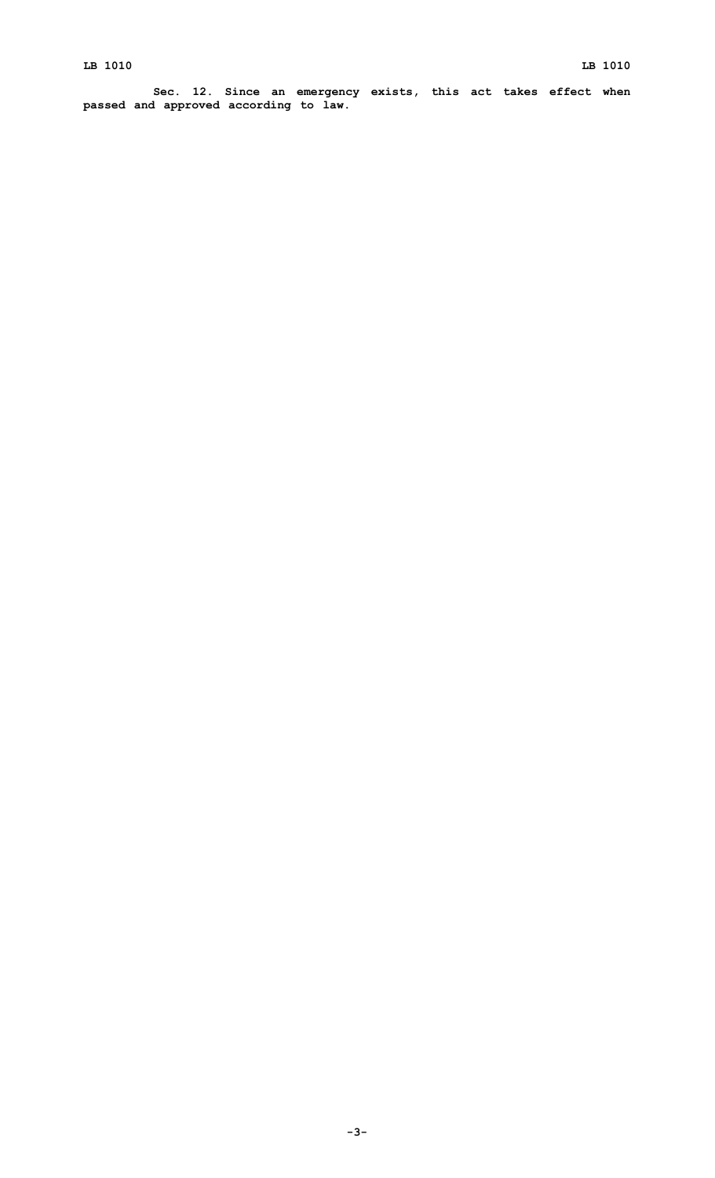Sec. 12. Since an emergency exists, this act takes effect when passed and approved according to law.